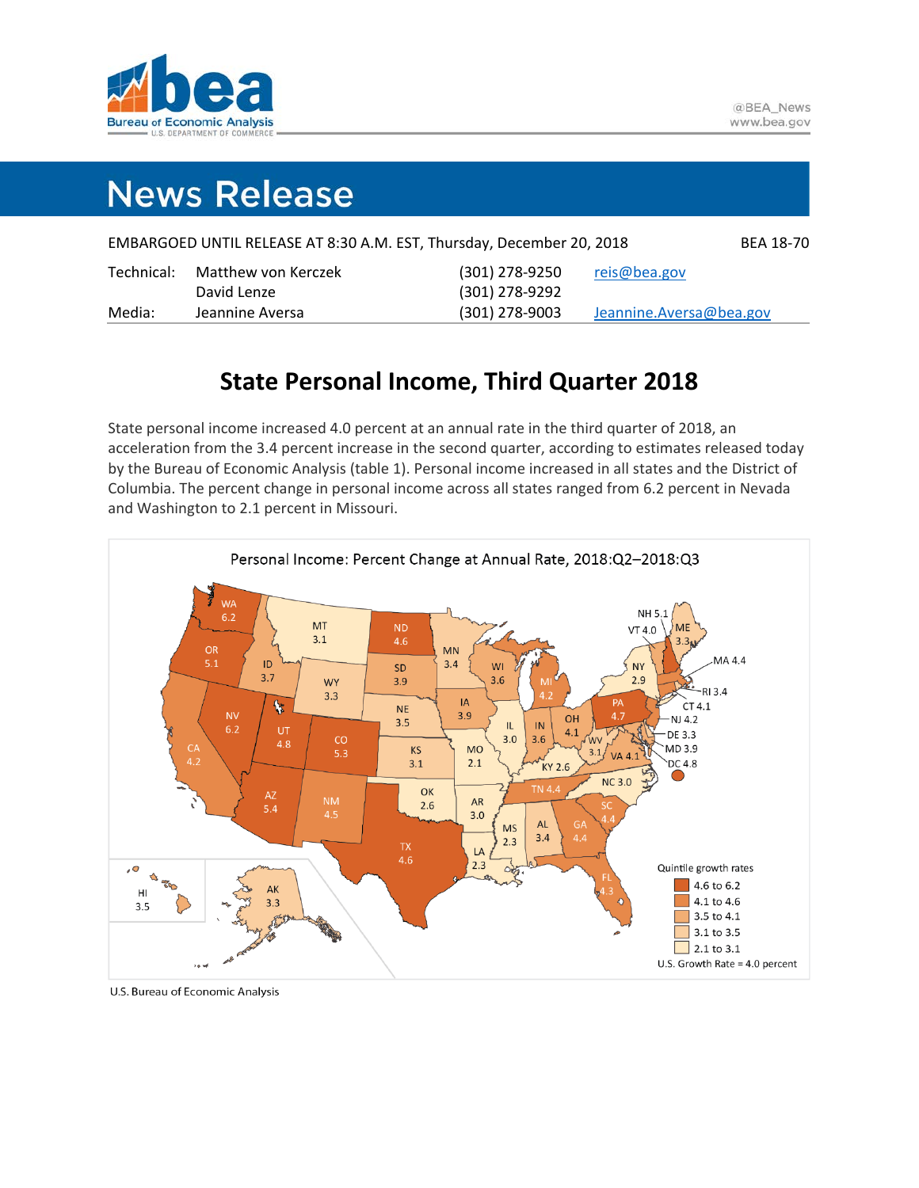# News Release

EMBARGOED UNTIL RELEASE AT 8:30 A.M. EST, Thursday, December 20, 2018 — BEA 18-70

| | | | |
|---|---|---|---|
| Technical: | Matthew von Kerczek | (301) 278-9250 | reis@bea.gov |
| | David Lenze | (301) 278-9292 | |
| Media: | Jeannine Aversa | (301) 278-9003 | Jeannine.Aversa@bea.gov |

## State Personal Income, Third Quarter 2018

State personal income increased 4.0 percent at an annual rate in the third quarter of 2018, an acceleration from the 3.4 percent increase in the second quarter, according to estimates released today by the Bureau of Economic Analysis (table 1). Personal income increased in all states and the District of Columbia. The percent change in personal income across all states ranged from 6.2 percent in Nevada and Washington to 2.1 percent in Missouri.

Personal Income: Percent Change at Annual Rate, 2018:Q2–2018:Q3

WA 6.2, OR 5.1, CA 4.2, NV 6.2, ID 3.7, MT 3.1, WY 3.3, UT 4.8, AZ 5.4, CO 5.3, NM 4.5, ND 4.6, SD 3.9, NE 3.5, KS 3.1, OK 2.6, TX 4.6, MN 3.4, IA 3.9, MO 2.1, AR 3.0, LA 2.3, WI 3.6, IL 3.0, MI 4.2, IN 3.6, OH 4.1, KY 2.6, TN 4.4, MS 2.3, AL 3.4, GA 4.4, FL 4.3, SC 4.4, NC 3.0, VA 4.1, WV 3.1, PA 4.7, NY 2.9, VT 4.0, NH 5.1, ME 3.3, MA 4.4, RI 3.4, CT 4.1, NJ 4.2, DE 3.3, MD 3.9, DC 4.8, HI 3.5, AK 3.3

Quintile growth rates
- 4.6 to 6.2
- 4.1 to 4.6
- 3.5 to 4.1
- 3.1 to 3.5
- 2.1 to 3.1

U.S. Growth Rate = 4.0 percent

U.S. Bureau of Economic Analysis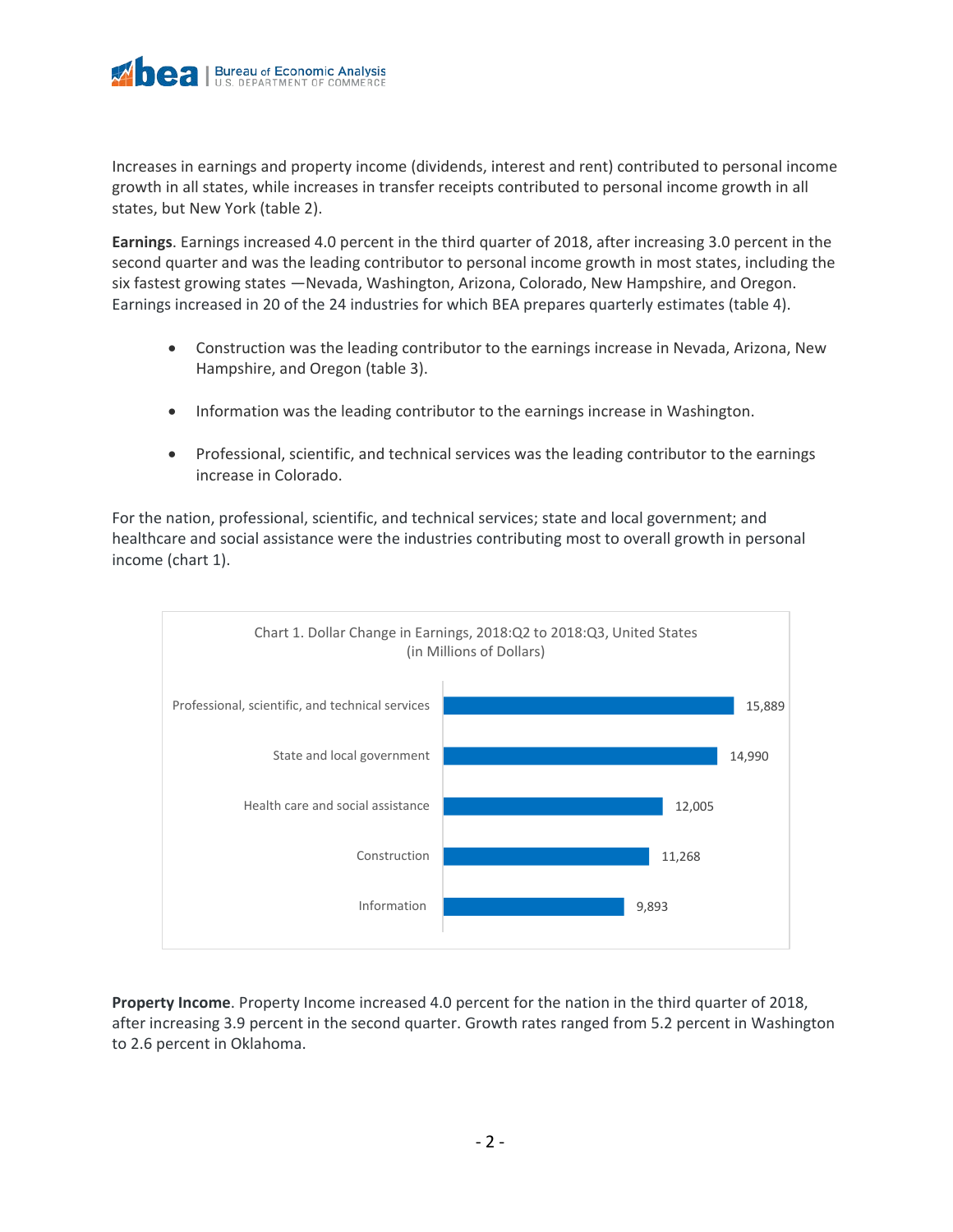Increases in earnings and property income (dividends, interest and rent) contributed to personal income growth in all states, while increases in transfer receipts contributed to personal income growth in all states, but New York (table 2).

**Earnings**. Earnings increased 4.0 percent in the third quarter of 2018, after increasing 3.0 percent in the second quarter and was the leading contributor to personal income growth in most states, including the six fastest growing states —Nevada, Washington, Arizona, Colorado, New Hampshire, and Oregon. Earnings increased in 20 of the 24 industries for which BEA prepares quarterly estimates (table 4).

- Construction was the leading contributor to the earnings increase in Nevada, Arizona, New Hampshire, and Oregon (table 3).
- Information was the leading contributor to the earnings increase in Washington.
- Professional, scientific, and technical services was the leading contributor to the earnings increase in Colorado.

For the nation, professional, scientific, and technical services; state and local government; and healthcare and social assistance were the industries contributing most to overall growth in personal income (chart 1).

Chart 1. Dollar Change in Earnings, 2018:Q2 to 2018:Q3, United States (in Millions of Dollars)

| Industry | Dollar change |
| --- | --- |
| Professional, scientific, and technical services | 15,889 |
| State and local government | 14,990 |
| Health care and social assistance | 12,005 |
| Construction | 11,268 |
| Information | 9,893 |

**Property Income**. Property Income increased 4.0 percent for the nation in the third quarter of 2018, after increasing 3.9 percent in the second quarter. Growth rates ranged from 5.2 percent in Washington to 2.6 percent in Oklahoma.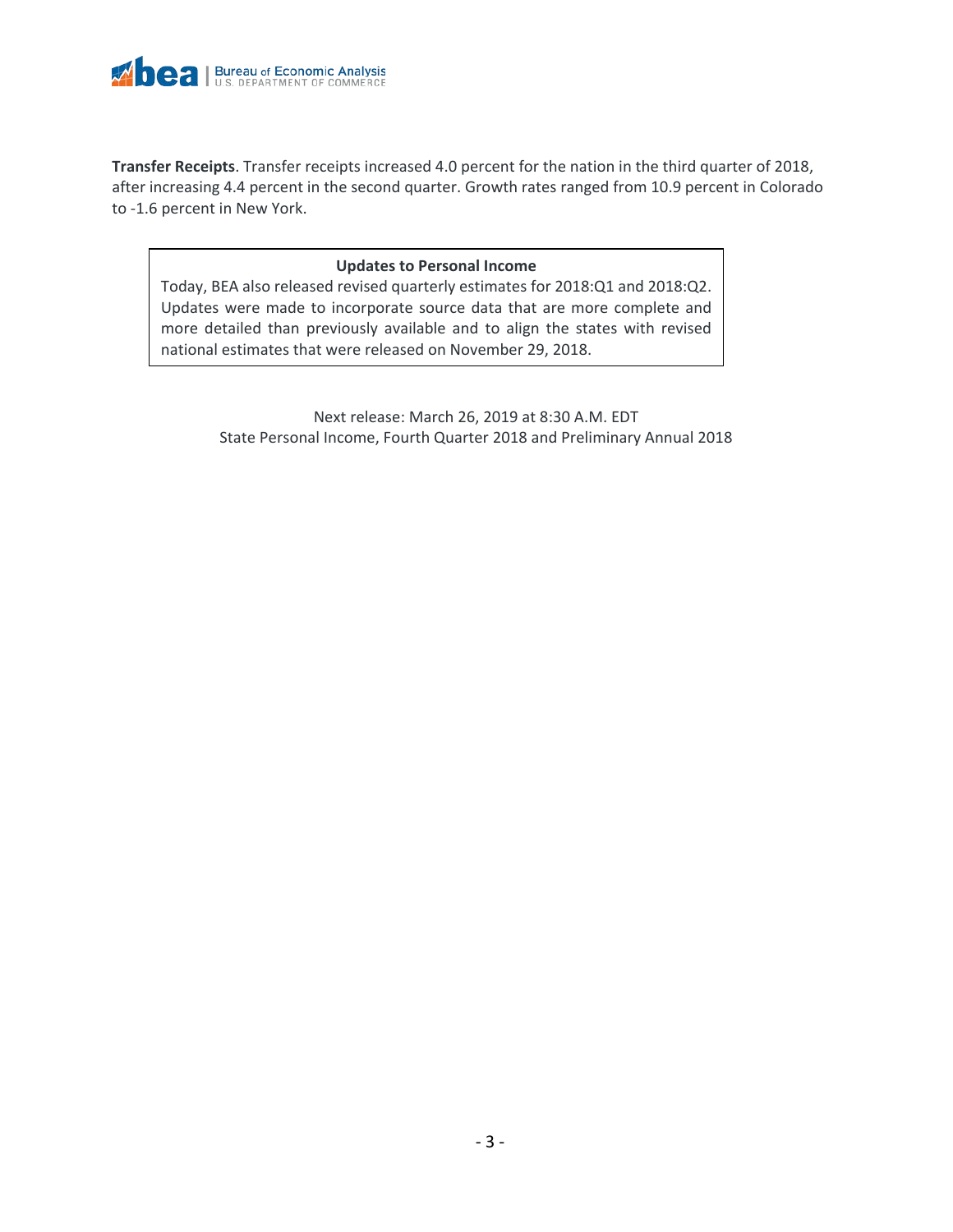**Transfer Receipts**. Transfer receipts increased 4.0 percent for the nation in the third quarter of 2018, after increasing 4.4 percent in the second quarter. Growth rates ranged from 10.9 percent in Colorado to -1.6 percent in New York.

**Updates to Personal Income**

Today, BEA also released revised quarterly estimates for 2018:Q1 and 2018:Q2. Updates were made to incorporate source data that are more complete and more detailed than previously available and to align the states with revised national estimates that were released on November 29, 2018.

Next release: March 26, 2019 at 8:30 A.M. EDT
State Personal Income, Fourth Quarter 2018 and Preliminary Annual 2018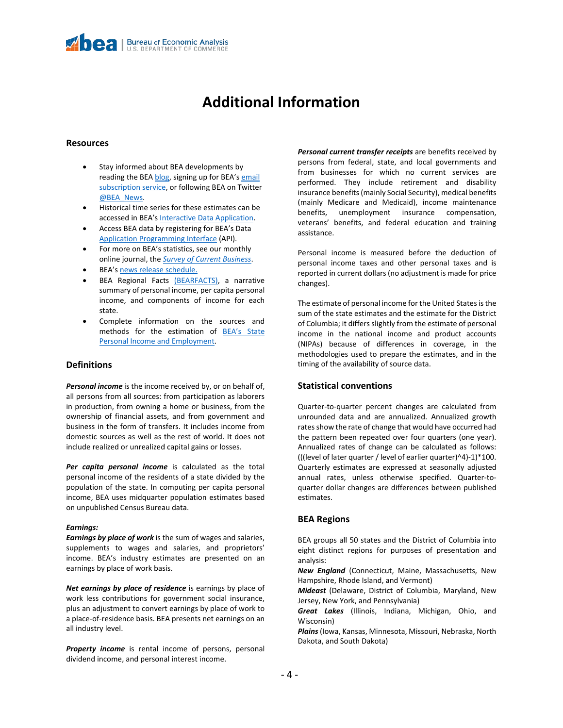# Additional Information

## Resources

- Stay informed about BEA developments by reading the BEA blog, signing up for BEA's email subscription service, or following BEA on Twitter @BEA_News.
- Historical time series for these estimates can be accessed in BEA's Interactive Data Application.
- Access BEA data by registering for BEA's Data Application Programming Interface (API).
- For more on BEA's statistics, see our monthly online journal, the *Survey of Current Business*.
- BEA's news release schedule.
- BEA Regional Facts (BEARFACTS), a narrative summary of personal income, per capita personal income, and components of income for each state.
- Complete information on the sources and methods for the estimation of BEA's State Personal Income and Employment.

## Definitions

***Personal income*** is the income received by, or on behalf of, all persons from all sources: from participation as laborers in production, from owning a home or business, from the ownership of financial assets, and from government and business in the form of transfers. It includes income from domestic sources as well as the rest of world. It does not include realized or unrealized capital gains or losses.

***Per capita personal income*** is calculated as the total personal income of the residents of a state divided by the population of the state. In computing per capita personal income, BEA uses midquarter population estimates based on unpublished Census Bureau data.

***Earnings:***

***Earnings by place of work*** is the sum of wages and salaries, supplements to wages and salaries, and proprietors' income. BEA's industry estimates are presented on an earnings by place of work basis.

***Net earnings by place of residence*** is earnings by place of work less contributions for government social insurance, plus an adjustment to convert earnings by place of work to a place-of-residence basis. BEA presents net earnings on an all industry level.

***Property income*** is rental income of persons, personal dividend income, and personal interest income.

***Personal current transfer receipts*** are benefits received by persons from federal, state, and local governments and from businesses for which no current services are performed. They include retirement and disability insurance benefits (mainly Social Security), medical benefits (mainly Medicare and Medicaid), income maintenance benefits, unemployment insurance compensation, veterans' benefits, and federal education and training assistance.

Personal income is measured before the deduction of personal income taxes and other personal taxes and is reported in current dollars (no adjustment is made for price changes).

The estimate of personal income for the United States is the sum of the state estimates and the estimate for the District of Columbia; it differs slightly from the estimate of personal income in the national income and product accounts (NIPAs) because of differences in coverage, in the methodologies used to prepare the estimates, and in the timing of the availability of source data.

## Statistical conventions

Quarter-to-quarter percent changes are calculated from unrounded data and are annualized. Annualized growth rates show the rate of change that would have occurred had the pattern been repeated over four quarters (one year). Annualized rates of change can be calculated as follows: (((level of later quarter / level of earlier quarter)^4)-1)*100. Quarterly estimates are expressed at seasonally adjusted annual rates, unless otherwise specified. Quarter-to-quarter dollar changes are differences between published estimates.

## BEA Regions

BEA groups all 50 states and the District of Columbia into eight distinct regions for purposes of presentation and analysis:

***New England*** (Connecticut, Maine, Massachusetts, New Hampshire, Rhode Island, and Vermont)
***Mideast*** (Delaware, District of Columbia, Maryland, New Jersey, New York, and Pennsylvania)
***Great Lakes*** (Illinois, Indiana, Michigan, Ohio, and Wisconsin)
***Plains*** (Iowa, Kansas, Minnesota, Missouri, Nebraska, North Dakota, and South Dakota)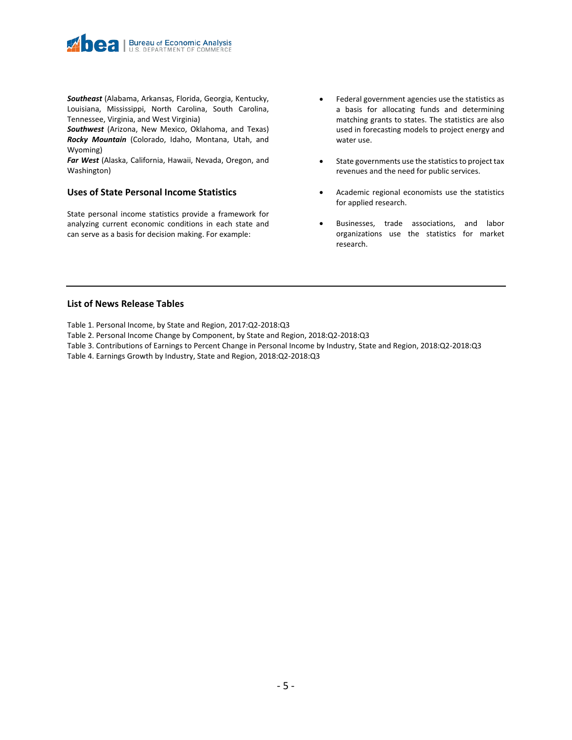***Southeast*** (Alabama, Arkansas, Florida, Georgia, Kentucky, Louisiana, Mississippi, North Carolina, South Carolina, Tennessee, Virginia, and West Virginia)
***Southwest*** (Arizona, New Mexico, Oklahoma, and Texas)
***Rocky Mountain*** (Colorado, Idaho, Montana, Utah, and Wyoming)
***Far West*** (Alaska, California, Hawaii, Nevada, Oregon, and Washington)

### Uses of State Personal Income Statistics

State personal income statistics provide a framework for analyzing current economic conditions in each state and can serve as a basis for decision making. For example:

- Federal government agencies use the statistics as a basis for allocating funds and determining matching grants to states. The statistics are also used in forecasting models to project energy and water use.
- State governments use the statistics to project tax revenues and the need for public services.
- Academic regional economists use the statistics for applied research.
- Businesses, trade associations, and labor organizations use the statistics for market research.

---

### List of News Release Tables

Table 1. Personal Income, by State and Region, 2017:Q2-2018:Q3
Table 2. Personal Income Change by Component, by State and Region, 2018:Q2-2018:Q3
Table 3. Contributions of Earnings to Percent Change in Personal Income by Industry, State and Region, 2018:Q2-2018:Q3
Table 4. Earnings Growth by Industry, State and Region, 2018:Q2-2018:Q3